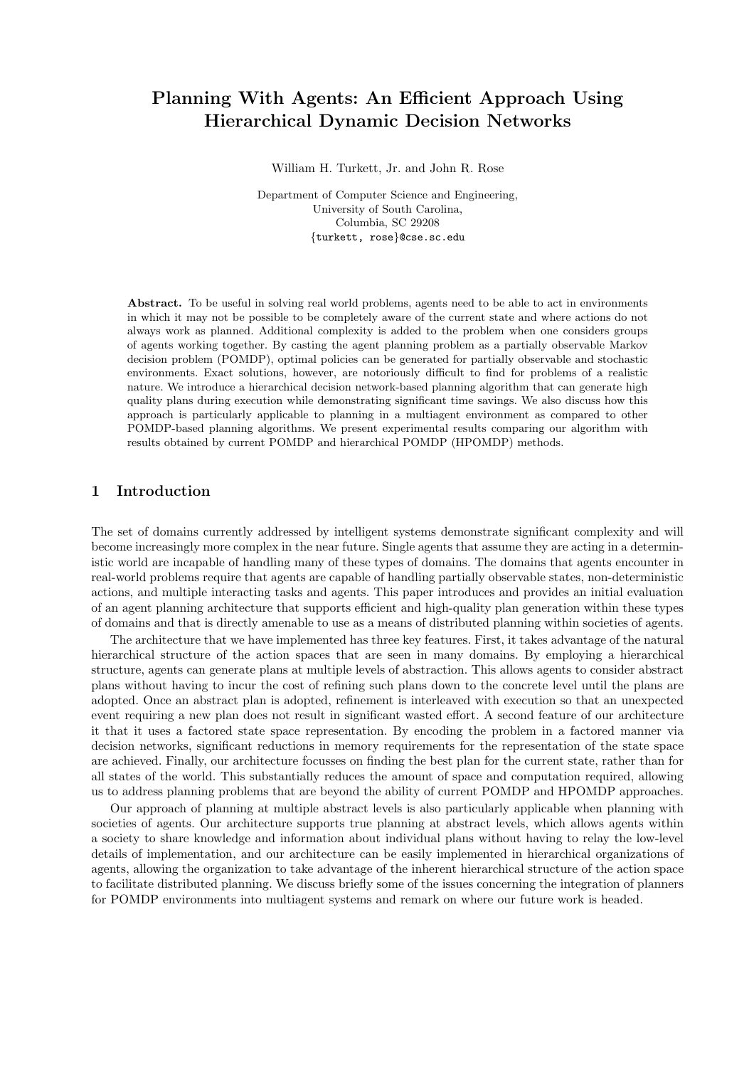# Planning With Agents: An Efficient Approach Using Hierarchical Dynamic Decision Networks

William H. Turkett, Jr. and John R. Rose

Department of Computer Science and Engineering,
University of South Carolina,
Columbia, SC 29208
{turkett, rose}@cse.sc.edu

**Abstract.** To be useful in solving real world problems, agents need to be able to act in environments in which it may not be possible to be completely aware of the current state and where actions do not always work as planned. Additional complexity is added to the problem when one considers groups of agents working together. By casting the agent planning problem as a partially observable Markov decision problem (POMDP), optimal policies can be generated for partially observable and stochastic environments. Exact solutions, however, are notoriously difficult to find for problems of a realistic nature. We introduce a hierarchical decision network-based planning algorithm that can generate high quality plans during execution while demonstrating significant time savings. We also discuss how this approach is particularly applicable to planning in a multiagent environment as compared to other POMDP-based planning algorithms. We present experimental results comparing our algorithm with results obtained by current POMDP and hierarchical POMDP (HPOMDP) methods.

## 1 Introduction

The set of domains currently addressed by intelligent systems demonstrate significant complexity and will become increasingly more complex in the near future. Single agents that assume they are acting in a deterministic world are incapable of handling many of these types of domains. The domains that agents encounter in real-world problems require that agents are capable of handling partially observable states, non-deterministic actions, and multiple interacting tasks and agents. This paper introduces and provides an initial evaluation of an agent planning architecture that supports efficient and high-quality plan generation within these types of domains and that is directly amenable to use as a means of distributed planning within societies of agents.

The architecture that we have implemented has three key features. First, it takes advantage of the natural hierarchical structure of the action spaces that are seen in many domains. By employing a hierarchical structure, agents can generate plans at multiple levels of abstraction. This allows agents to consider abstract plans without having to incur the cost of refining such plans down to the concrete level until the plans are adopted. Once an abstract plan is adopted, refinement is interleaved with execution so that an unexpected event requiring a new plan does not result in significant wasted effort. A second feature of our architecture it that it uses a factored state space representation. By encoding the problem in a factored manner via decision networks, significant reductions in memory requirements for the representation of the state space are achieved. Finally, our architecture focusses on finding the best plan for the current state, rather than for all states of the world. This substantially reduces the amount of space and computation required, allowing us to address planning problems that are beyond the ability of current POMDP and HPOMDP approaches.

Our approach of planning at multiple abstract levels is also particularly applicable when planning with societies of agents. Our architecture supports true planning at abstract levels, which allows agents within a society to share knowledge and information about individual plans without having to relay the low-level details of implementation, and our architecture can be easily implemented in hierarchical organizations of agents, allowing the organization to take advantage of the inherent hierarchical structure of the action space to facilitate distributed planning. We discuss briefly some of the issues concerning the integration of planners for POMDP environments into multiagent systems and remark on where our future work is headed.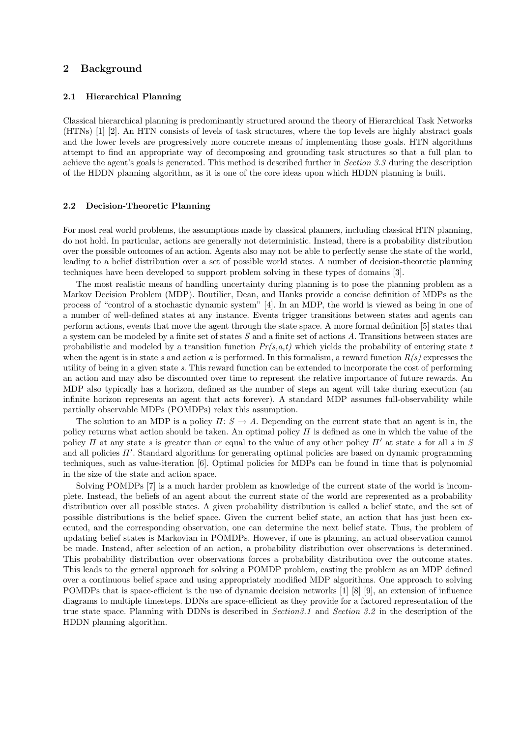## 2 Background

### 2.1 Hierarchical Planning

Classical hierarchical planning is predominantly structured around the theory of Hierarchical Task Networks (HTNs) [1] [2]. An HTN consists of levels of task structures, where the top levels are highly abstract goals and the lower levels are progressively more concrete means of implementing those goals. HTN algorithms attempt to find an appropriate way of decomposing and grounding task structures so that a full plan to achieve the agent's goals is generated. This method is described further in *Section 3.3* during the description of the HDDN planning algorithm, as it is one of the core ideas upon which HDDN planning is built.

### 2.2 Decision-Theoretic Planning

For most real world problems, the assumptions made by classical planners, including classical HTN planning, do not hold. In particular, actions are generally not deterministic. Instead, there is a probability distribution over the possible outcomes of an action. Agents also may not be able to perfectly sense the state of the world, leading to a belief distribution over a set of possible world states. A number of decision-theoretic planning techniques have been developed to support problem solving in these types of domains [3].

The most realistic means of handling uncertainty during planning is to pose the planning problem as a Markov Decision Problem (MDP). Boutilier, Dean, and Hanks provide a concise definition of MDPs as the process of "control of a stochastic dynamic system" [4]. In an MDP, the world is viewed as being in one of a number of well-defined states at any instance. Events trigger transitions between states and agents can perform actions, events that move the agent through the state space. A more formal definition [5] states that a system can be modeled by a finite set of states $S$ and a finite set of actions $A$. Transitions between states are probabilistic and modeled by a transition function $Pr(s,a,t)$ which yields the probability of entering state $t$ when the agent is in state $s$ and action $a$ is performed. In this formalism, a reward function $R(s)$ expresses the utility of being in a given state $s$. This reward function can be extended to incorporate the cost of performing an action and may also be discounted over time to represent the relative importance of future rewards. An MDP also typically has a horizon, defined as the number of steps an agent will take during execution (an infinite horizon represents an agent that acts forever). A standard MDP assumes full-observability while partially observable MDPs (POMDPs) relax this assumption.

The solution to an MDP is a policy $\Pi: S \rightarrow A$. Depending on the current state that an agent is in, the policy returns what action should be taken. An optimal policy $\Pi$ is defined as one in which the value of the policy $\Pi$ at any state $s$ is greater than or equal to the value of any other policy $\Pi'$ at state $s$ for all $s$ in $S$ and all policies $\Pi'$. Standard algorithms for generating optimal policies are based on dynamic programming techniques, such as value-iteration [6]. Optimal policies for MDPs can be found in time that is polynomial in the size of the state and action space.

Solving POMDPs [7] is a much harder problem as knowledge of the current state of the world is incomplete. Instead, the beliefs of an agent about the current state of the world are represented as a probability distribution over all possible states. A given probability distribution is called a belief state, and the set of possible distributions is the belief space. Given the current belief state, an action that has just been executed, and the corresponding observation, one can determine the next belief state. Thus, the problem of updating belief states is Markovian in POMDPs. However, if one is planning, an actual observation cannot be made. Instead, after selection of an action, a probability distribution over observations is determined. This probability distribution over observations forces a probability distribution over the outcome states. This leads to the general approach for solving a POMDP problem, casting the problem as an MDP defined over a continuous belief space and using appropriately modified MDP algorithms. One approach to solving POMDPs that is space-efficient is the use of dynamic decision networks [1] [8] [9], an extension of influence diagrams to multiple timesteps. DDNs are space-efficient as they provide for a factored representation of the true state space. Planning with DDNs is described in *Section3.1* and *Section 3.2* in the description of the HDDN planning algorithm.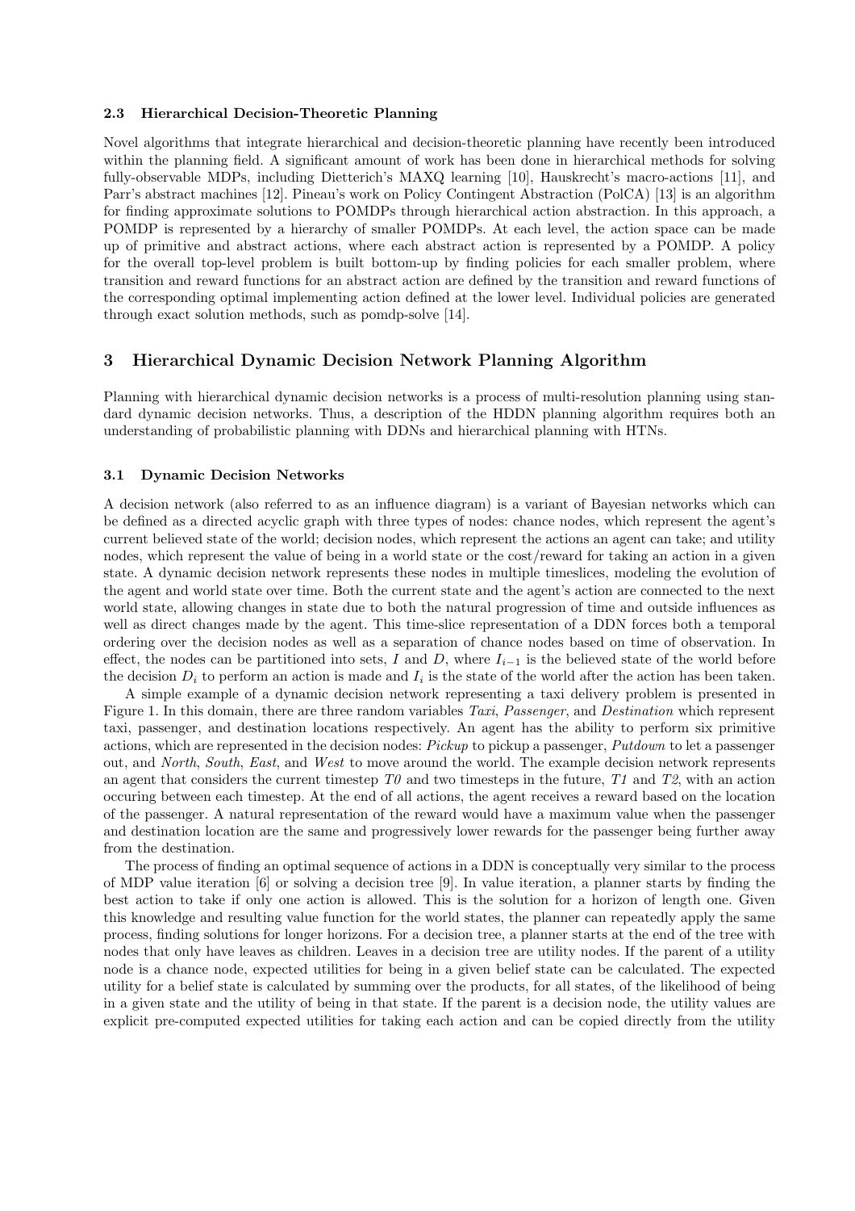### 2.3 Hierarchical Decision-Theoretic Planning

Novel algorithms that integrate hierarchical and decision-theoretic planning have recently been introduced within the planning field. A significant amount of work has been done in hierarchical methods for solving fully-observable MDPs, including Dietterich's MAXQ learning [10], Hauskrecht's macro-actions [11], and Parr's abstract machines [12]. Pineau's work on Policy Contingent Abstraction (PolCA) [13] is an algorithm for finding approximate solutions to POMDPs through hierarchical action abstraction. In this approach, a POMDP is represented by a hierarchy of smaller POMDPs. At each level, the action space can be made up of primitive and abstract actions, where each abstract action is represented by a POMDP. A policy for the overall top-level problem is built bottom-up by finding policies for each smaller problem, where transition and reward functions for an abstract action are defined by the transition and reward functions of the corresponding optimal implementing action defined at the lower level. Individual policies are generated through exact solution methods, such as pomdp-solve [14].

## 3 Hierarchical Dynamic Decision Network Planning Algorithm

Planning with hierarchical dynamic decision networks is a process of multi-resolution planning using standard dynamic decision networks. Thus, a description of the HDDN planning algorithm requires both an understanding of probabilistic planning with DDNs and hierarchical planning with HTNs.

### 3.1 Dynamic Decision Networks

A decision network (also referred to as an influence diagram) is a variant of Bayesian networks which can be defined as a directed acyclic graph with three types of nodes: chance nodes, which represent the agent's current believed state of the world; decision nodes, which represent the actions an agent can take; and utility nodes, which represent the value of being in a world state or the cost/reward for taking an action in a given state. A dynamic decision network represents these nodes in multiple timeslices, modeling the evolution of the agent and world state over time. Both the current state and the agent's action are connected to the next world state, allowing changes in state due to both the natural progression of time and outside influences as well as direct changes made by the agent. This time-slice representation of a DDN forces both a temporal ordering over the decision nodes as well as a separation of chance nodes based on time of observation. In effect, the nodes can be partitioned into sets, $I$ and $D$, where $I_{i-1}$ is the believed state of the world before the decision $D_i$ to perform an action is made and $I_i$ is the state of the world after the action has been taken.

A simple example of a dynamic decision network representing a taxi delivery problem is presented in Figure 1. In this domain, there are three random variables *Taxi*, *Passenger*, and *Destination* which represent taxi, passenger, and destination locations respectively. An agent has the ability to perform six primitive actions, which are represented in the decision nodes: *Pickup* to pickup a passenger, *Putdown* to let a passenger out, and *North*, *South*, *East*, and *West* to move around the world. The example decision network represents an agent that considers the current timestep *T0* and two timesteps in the future, *T1* and *T2*, with an action occuring between each timestep. At the end of all actions, the agent receives a reward based on the location of the passenger. A natural representation of the reward would have a maximum value when the passenger and destination location are the same and progressively lower rewards for the passenger being further away from the destination.

The process of finding an optimal sequence of actions in a DDN is conceptually very similar to the process of MDP value iteration [6] or solving a decision tree [9]. In value iteration, a planner starts by finding the best action to take if only one action is allowed. This is the solution for a horizon of length one. Given this knowledge and resulting value function for the world states, the planner can repeatedly apply the same process, finding solutions for longer horizons. For a decision tree, a planner starts at the end of the tree with nodes that only have leaves as children. Leaves in a decision tree are utility nodes. If the parent of a utility node is a chance node, expected utilities for being in a given belief state can be calculated. The expected utility for a belief state is calculated by summing over the products, for all states, of the likelihood of being in a given state and the utility of being in that state. If the parent is a decision node, the utility values are explicit pre-computed expected utilities for taking each action and can be copied directly from the utility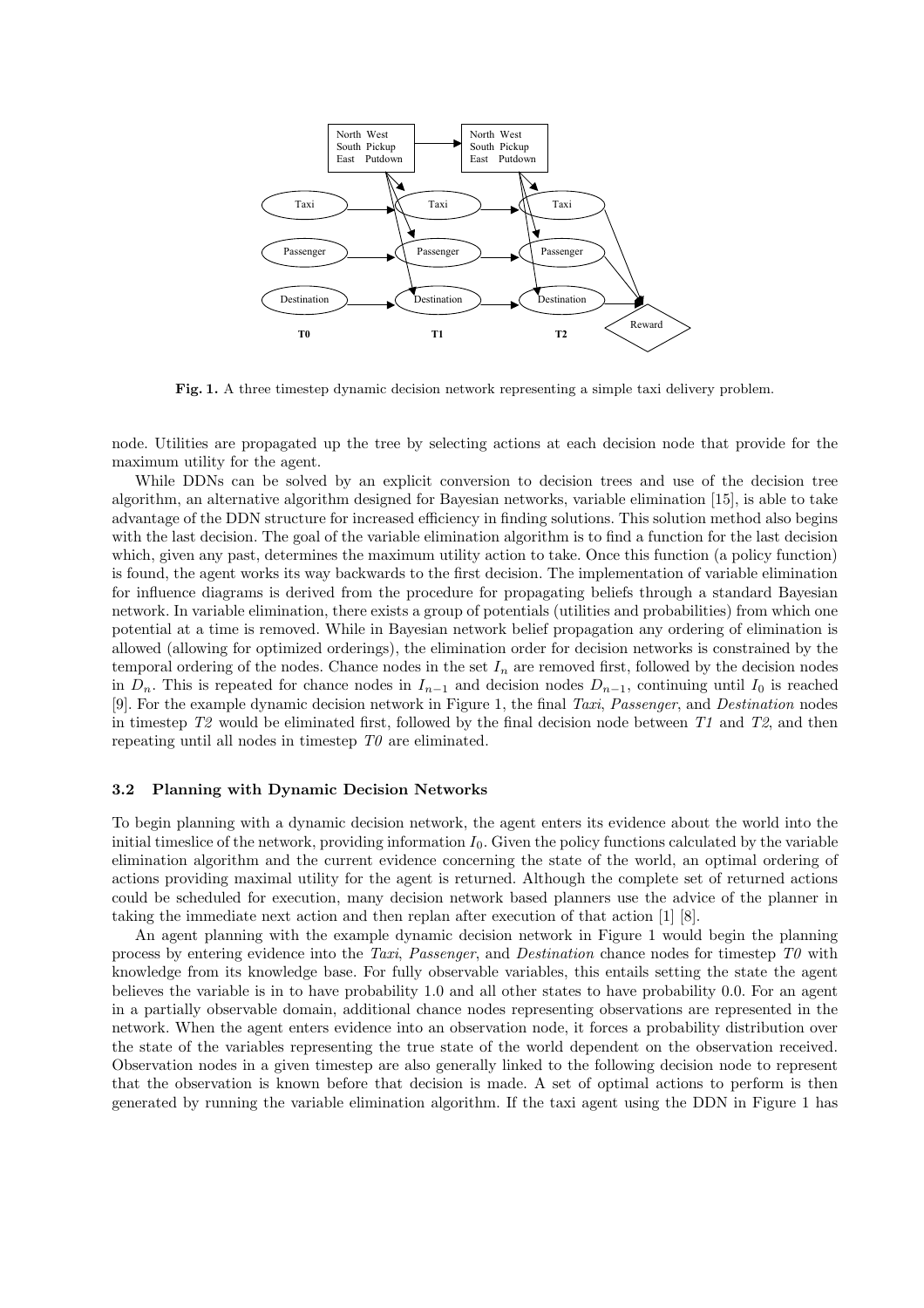Fig. 1. A three timestep dynamic decision network representing a simple taxi delivery problem.

node. Utilities are propagated up the tree by selecting actions at each decision node that provide for the maximum utility for the agent.

While DDNs can be solved by an explicit conversion to decision trees and use of the decision tree algorithm, an alternative algorithm designed for Bayesian networks, variable elimination [15], is able to take advantage of the DDN structure for increased efficiency in finding solutions. This solution method also begins with the last decision. The goal of the variable elimination algorithm is to find a function for the last decision which, given any past, determines the maximum utility action to take. Once this function (a policy function) is found, the agent works its way backwards to the first decision. The implementation of variable elimination for influence diagrams is derived from the procedure for propagating beliefs through a standard Bayesian network. In variable elimination, there exists a group of potentials (utilities and probabilities) from which one potential at a time is removed. While in Bayesian network belief propagation any ordering of elimination is allowed (allowing for optimized orderings), the elimination order for decision networks is constrained by the temporal ordering of the nodes. Chance nodes in the set $I_n$ are removed first, followed by the decision nodes in $D_n$. This is repeated for chance nodes in $I_{n-1}$ and decision nodes $D_{n-1}$, continuing until $I_0$ is reached [9]. For the example dynamic decision network in Figure 1, the final *Taxi*, *Passenger*, and *Destination* nodes in timestep *T2* would be eliminated first, followed by the final decision node between *T1* and *T2*, and then repeating until all nodes in timestep *T0* are eliminated.

### 3.2 Planning with Dynamic Decision Networks

To begin planning with a dynamic decision network, the agent enters its evidence about the world into the initial timeslice of the network, providing information $I_0$. Given the policy functions calculated by the variable elimination algorithm and the current evidence concerning the state of the world, an optimal ordering of actions providing maximal utility for the agent is returned. Although the complete set of returned actions could be scheduled for execution, many decision network based planners use the advice of the planner in taking the immediate next action and then replan after execution of that action [1] [8].

An agent planning with the example dynamic decision network in Figure 1 would begin the planning process by entering evidence into the *Taxi*, *Passenger*, and *Destination* chance nodes for timestep *T0* with knowledge from its knowledge base. For fully observable variables, this entails setting the state the agent believes the variable is in to have probability 1.0 and all other states to have probability 0.0. For an agent in a partially observable domain, additional chance nodes representing observations are represented in the network. When the agent enters evidence into an observation node, it forces a probability distribution over the state of the variables representing the true state of the world dependent on the observation received. Observation nodes in a given timestep are also generally linked to the following decision node to represent that the observation is known before that decision is made. A set of optimal actions to perform is then generated by running the variable elimination algorithm. If the taxi agent using the DDN in Figure 1 has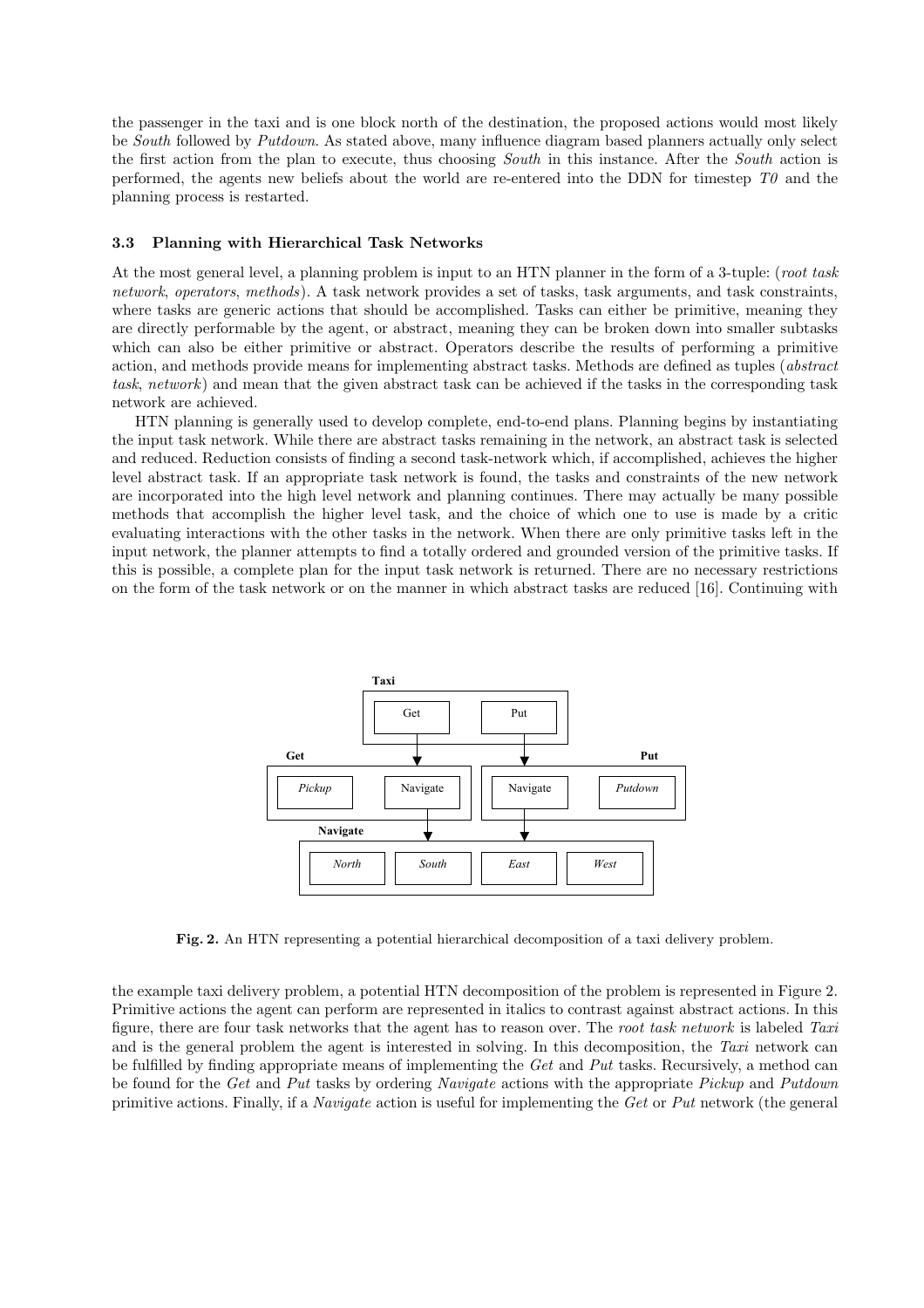the passenger in the taxi and is one block north of the destination, the proposed actions would most likely be *South* followed by *Putdown*. As stated above, many influence diagram based planners actually only select the first action from the plan to execute, thus choosing *South* in this instance. After the *South* action is performed, the agents new beliefs about the world are re-entered into the DDN for timestep *T0* and the planning process is restarted.

### 3.3 Planning with Hierarchical Task Networks

At the most general level, a planning problem is input to an HTN planner in the form of a 3-tuple: (*root task network*, *operators*, *methods*). A task network provides a set of tasks, task arguments, and task constraints, where tasks are generic actions that should be accomplished. Tasks can either be primitive, meaning they are directly performable by the agent, or abstract, meaning they can be broken down into smaller subtasks which can also be either primitive or abstract. Operators describe the results of performing a primitive action, and methods provide means for implementing abstract tasks. Methods are defined as tuples (*abstract task*, *network*) and mean that the given abstract task can be achieved if the tasks in the corresponding task network are achieved.

HTN planning is generally used to develop complete, end-to-end plans. Planning begins by instantiating the input task network. While there are abstract tasks remaining in the network, an abstract task is selected and reduced. Reduction consists of finding a second task-network which, if accomplished, achieves the higher level abstract task. If an appropriate task network is found, the tasks and constraints of the new network are incorporated into the high level network and planning continues. There may actually be many possible methods that accomplish the higher level task, and the choice of which one to use is made by a critic evaluating interactions with the other tasks in the network. When there are only primitive tasks left in the input network, the planner attempts to find a totally ordered and grounded version of the primitive tasks. If this is possible, a complete plan for the input task network is returned. There are no necessary restrictions on the form of the task network or on the manner in which abstract tasks are reduced [16]. Continuing with

**Fig. 2.** An HTN representing a potential hierarchical decomposition of a taxi delivery problem.

the example taxi delivery problem, a potential HTN decomposition of the problem is represented in Figure 2. Primitive actions the agent can perform are represented in italics to contrast against abstract actions. In this figure, there are four task networks that the agent has to reason over. The *root task network* is labeled *Taxi* and is the general problem the agent is interested in solving. In this decomposition, the *Taxi* network can be fulfilled by finding appropriate means of implementing the *Get* and *Put* tasks. Recursively, a method can be found for the *Get* and *Put* tasks by ordering *Navigate* actions with the appropriate *Pickup* and *Putdown* primitive actions. Finally, if a *Navigate* action is useful for implementing the *Get* or *Put* network (the general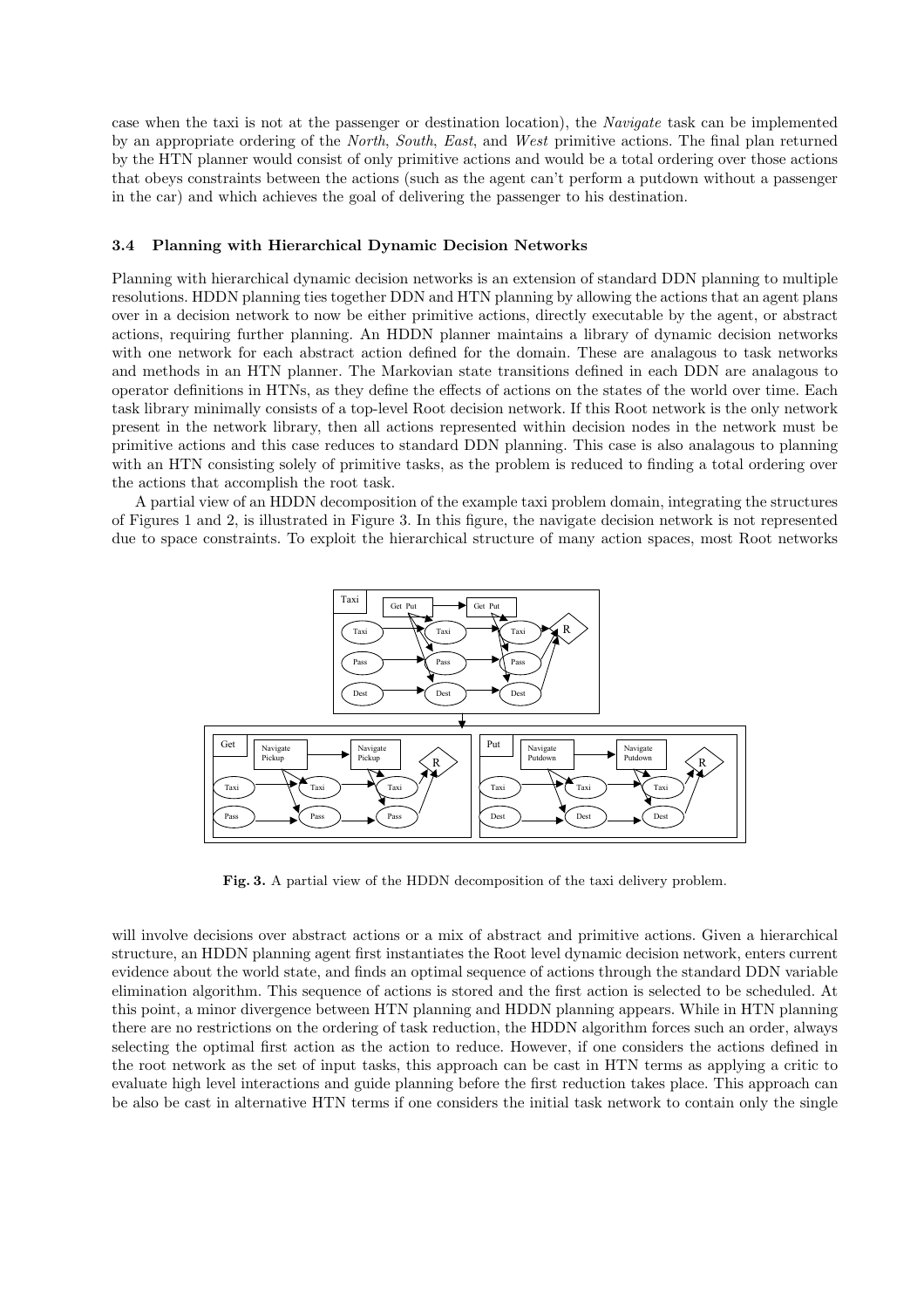case when the taxi is not at the passenger or destination location), the *Navigate* task can be implemented by an appropriate ordering of the *North*, *South*, *East*, and *West* primitive actions. The final plan returned by the HTN planner would consist of only primitive actions and would be a total ordering over those actions that obeys constraints between the actions (such as the agent can't perform a putdown without a passenger in the car) and which achieves the goal of delivering the passenger to his destination.

### 3.4 Planning with Hierarchical Dynamic Decision Networks

Planning with hierarchical dynamic decision networks is an extension of standard DDN planning to multiple resolutions. HDDN planning ties together DDN and HTN planning by allowing the actions that an agent plans over in a decision network to now be either primitive actions, directly executable by the agent, or abstract actions, requiring further planning. An HDDN planner maintains a library of dynamic decision networks with one network for each abstract action defined for the domain. These are analagous to task networks and methods in an HTN planner. The Markovian state transitions defined in each DDN are analagous to operator definitions in HTNs, as they define the effects of actions on the states of the world over time. Each task library minimally consists of a top-level Root decision network. If this Root network is the only network present in the network library, then all actions represented within decision nodes in the network must be primitive actions and this case reduces to standard DDN planning. This case is also analagous to planning with an HTN consisting solely of primitive tasks, as the problem is reduced to finding a total ordering over the actions that accomplish the root task.

A partial view of an HDDN decomposition of the example taxi problem domain, integrating the structures of Figures 1 and 2, is illustrated in Figure 3. In this figure, the navigate decision network is not represented due to space constraints. To exploit the hierarchical structure of many action spaces, most Root networks

**Fig. 3.** A partial view of the HDDN decomposition of the taxi delivery problem.

will involve decisions over abstract actions or a mix of abstract and primitive actions. Given a hierarchical structure, an HDDN planning agent first instantiates the Root level dynamic decision network, enters current evidence about the world state, and finds an optimal sequence of actions through the standard DDN variable elimination algorithm. This sequence of actions is stored and the first action is selected to be scheduled. At this point, a minor divergence between HTN planning and HDDN planning appears. While in HTN planning there are no restrictions on the ordering of task reduction, the HDDN algorithm forces such an order, always selecting the optimal first action as the action to reduce. However, if one considers the actions defined in the root network as the set of input tasks, this approach can be cast in HTN terms as applying a critic to evaluate high level interactions and guide planning before the first reduction takes place. This approach can be also be cast in alternative HTN terms if one considers the initial task network to contain only the single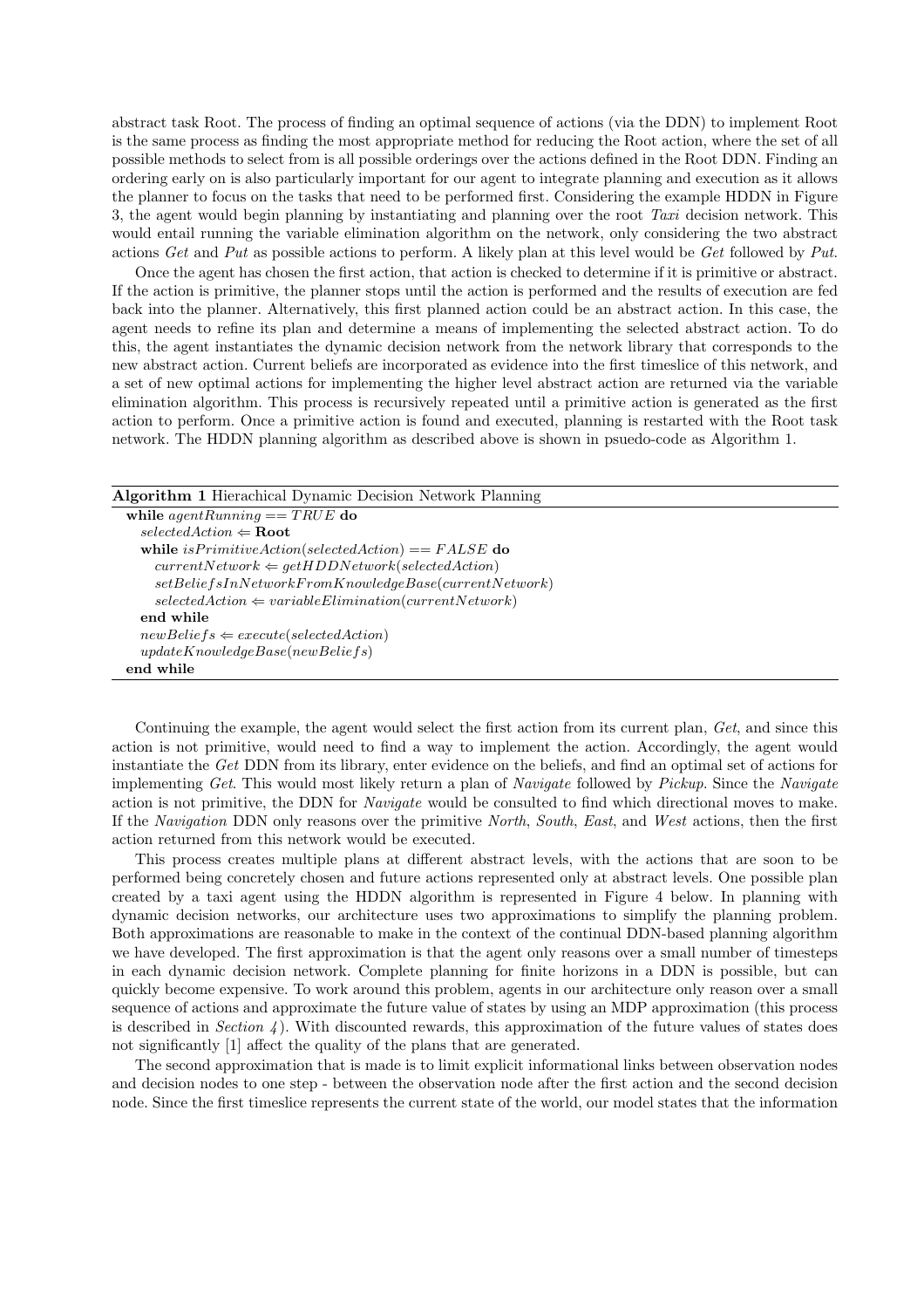abstract task Root. The process of finding an optimal sequence of actions (via the DDN) to implement Root is the same process as finding the most appropriate method for reducing the Root action, where the set of all possible methods to select from is all possible orderings over the actions defined in the Root DDN. Finding an ordering early on is also particularly important for our agent to integrate planning and execution as it allows the planner to focus on the tasks that need to be performed first. Considering the example HDDN in Figure 3, the agent would begin planning by instantiating and planning over the root *Taxi* decision network. This would entail running the variable elimination algorithm on the network, only considering the two abstract actions *Get* and *Put* as possible actions to perform. A likely plan at this level would be *Get* followed by *Put*.

Once the agent has chosen the first action, that action is checked to determine if it is primitive or abstract. If the action is primitive, the planner stops until the action is performed and the results of execution are fed back into the planner. Alternatively, this first planned action could be an abstract action. In this case, the agent needs to refine its plan and determine a means of implementing the selected abstract action. To do this, the agent instantiates the dynamic decision network from the network library that corresponds to the new abstract action. Current beliefs are incorporated as evidence into the first timeslice of this network, and a set of new optimal actions for implementing the higher level abstract action are returned via the variable elimination algorithm. This process is recursively repeated until a primitive action is generated as the first action to perform. Once a primitive action is found and executed, planning is restarted with the Root task network. The HDDN planning algorithm as described above is shown in psuedo-code as Algorithm 1.

**Algorithm 1** Hierachical Dynamic Decision Network Planning

```
while agentRunning == TRUE do
  selectedAction ⇐ Root
  while isPrimitiveAction(selectedAction) == FALSE do
    currentNetwork ⇐ getHDDNetwork(selectedAction)
    setBeliefsInNetworkFromKnowledgeBase(currentNetwork)
    selectedAction ⇐ variableElimination(currentNetwork)
  end while
  newBeliefs ⇐ execute(selectedAction)
  updateKnowledgeBase(newBeliefs)
end while
```

Continuing the example, the agent would select the first action from its current plan, *Get*, and since this action is not primitive, would need to find a way to implement the action. Accordingly, the agent would instantiate the *Get* DDN from its library, enter evidence on the beliefs, and find an optimal set of actions for implementing *Get*. This would most likely return a plan of *Navigate* followed by *Pickup*. Since the *Navigate* action is not primitive, the DDN for *Navigate* would be consulted to find which directional moves to make. If the *Navigation* DDN only reasons over the primitive *North*, *South*, *East*, and *West* actions, then the first action returned from this network would be executed.

This process creates multiple plans at different abstract levels, with the actions that are soon to be performed being concretely chosen and future actions represented only at abstract levels. One possible plan created by a taxi agent using the HDDN algorithm is represented in Figure 4 below. In planning with dynamic decision networks, our architecture uses two approximations to simplify the planning problem. Both approximations are reasonable to make in the context of the continual DDN-based planning algorithm we have developed. The first approximation is that the agent only reasons over a small number of timesteps in each dynamic decision network. Complete planning for finite horizons in a DDN is possible, but can quickly become expensive. To work around this problem, agents in our architecture only reason over a small sequence of actions and approximate the future value of states by using an MDP approximation (this process is described in *Section 4*). With discounted rewards, this approximation of the future values of states does not significantly [1] affect the quality of the plans that are generated.

The second approximation that is made is to limit explicit informational links between observation nodes and decision nodes to one step - between the observation node after the first action and the second decision node. Since the first timeslice represents the current state of the world, our model states that the information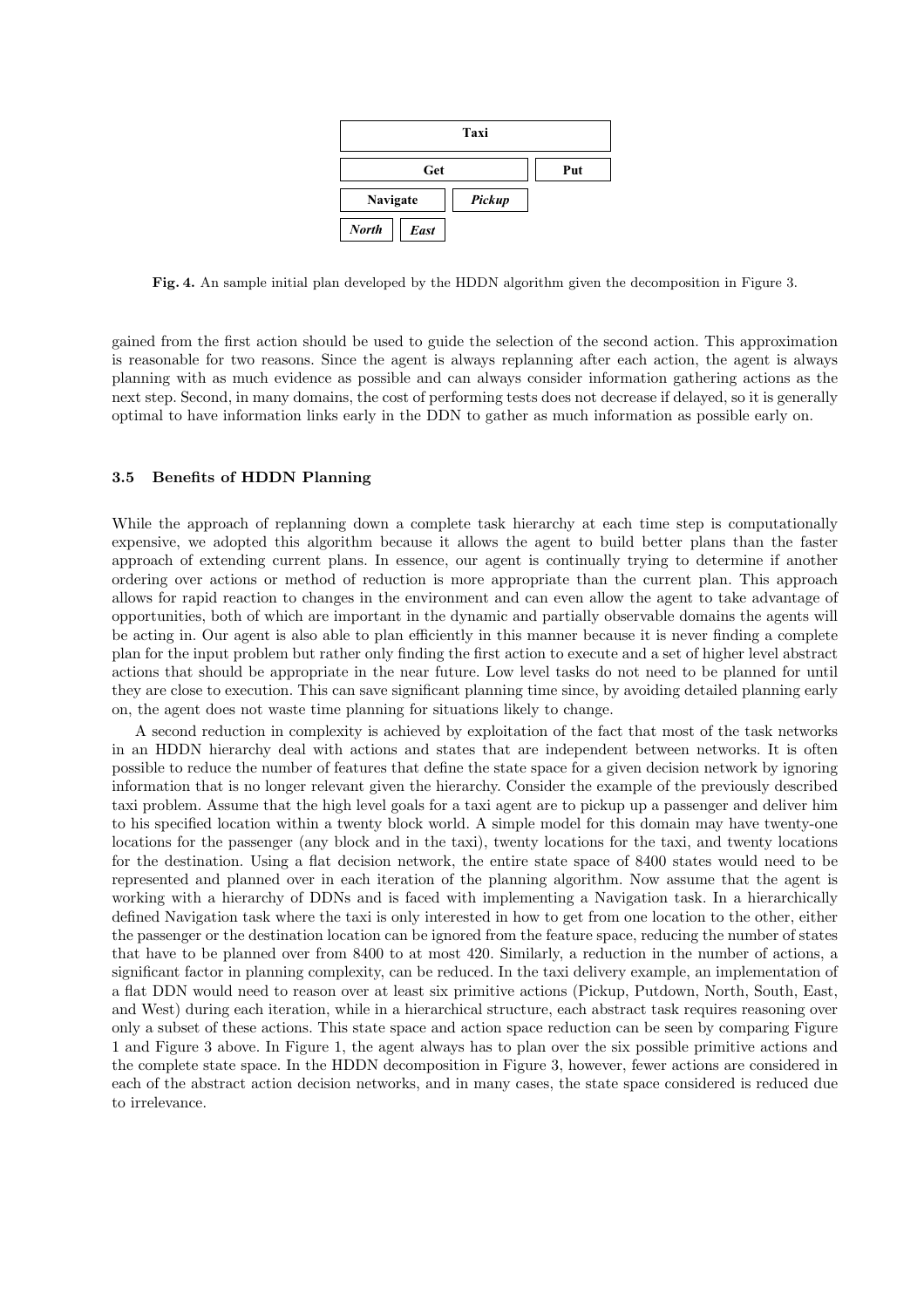Taxi

Get | Put

Navigate | *Pickup*

*North* | *East*

**Fig. 4.** An sample initial plan developed by the HDDN algorithm given the decomposition in Figure 3.

gained from the first action should be used to guide the selection of the second action. This approximation is reasonable for two reasons. Since the agent is always replanning after each action, the agent is always planning with as much evidence as possible and can always consider information gathering actions as the next step. Second, in many domains, the cost of performing tests does not decrease if delayed, so it is generally optimal to have information links early in the DDN to gather as much information as possible early on.

### 3.5 Benefits of HDDN Planning

While the approach of replanning down a complete task hierarchy at each time step is computationally expensive, we adopted this algorithm because it allows the agent to build better plans than the faster approach of extending current plans. In essence, our agent is continually trying to determine if another ordering over actions or method of reduction is more appropriate than the current plan. This approach allows for rapid reaction to changes in the environment and can even allow the agent to take advantage of opportunities, both of which are important in the dynamic and partially observable domains the agents will be acting in. Our agent is also able to plan efficiently in this manner because it is never finding a complete plan for the input problem but rather only finding the first action to execute and a set of higher level abstract actions that should be appropriate in the near future. Low level tasks do not need to be planned for until they are close to execution. This can save significant planning time since, by avoiding detailed planning early on, the agent does not waste time planning for situations likely to change.

A second reduction in complexity is achieved by exploitation of the fact that most of the task networks in an HDDN hierarchy deal with actions and states that are independent between networks. It is often possible to reduce the number of features that define the state space for a given decision network by ignoring information that is no longer relevant given the hierarchy. Consider the example of the previously described taxi problem. Assume that the high level goals for a taxi agent are to pickup up a passenger and deliver him to his specified location within a twenty block world. A simple model for this domain may have twenty-one locations for the passenger (any block and in the taxi), twenty locations for the taxi, and twenty locations for the destination. Using a flat decision network, the entire state space of 8400 states would need to be represented and planned over in each iteration of the planning algorithm. Now assume that the agent is working with a hierarchy of DDNs and is faced with implementing a Navigation task. In a hierarchically defined Navigation task where the taxi is only interested in how to get from one location to the other, either the passenger or the destination location can be ignored from the feature space, reducing the number of states that have to be planned over from 8400 to at most 420. Similarly, a reduction in the number of actions, a significant factor in planning complexity, can be reduced. In the taxi delivery example, an implementation of a flat DDN would need to reason over at least six primitive actions (Pickup, Putdown, North, South, East, and West) during each iteration, while in a hierarchical structure, each abstract task requires reasoning over only a subset of these actions. This state space and action space reduction can be seen by comparing Figure 1 and Figure 3 above. In Figure 1, the agent always has to plan over the six possible primitive actions and the complete state space. In the HDDN decomposition in Figure 3, however, fewer actions are considered in each of the abstract action decision networks, and in many cases, the state space considered is reduced due to irrelevance.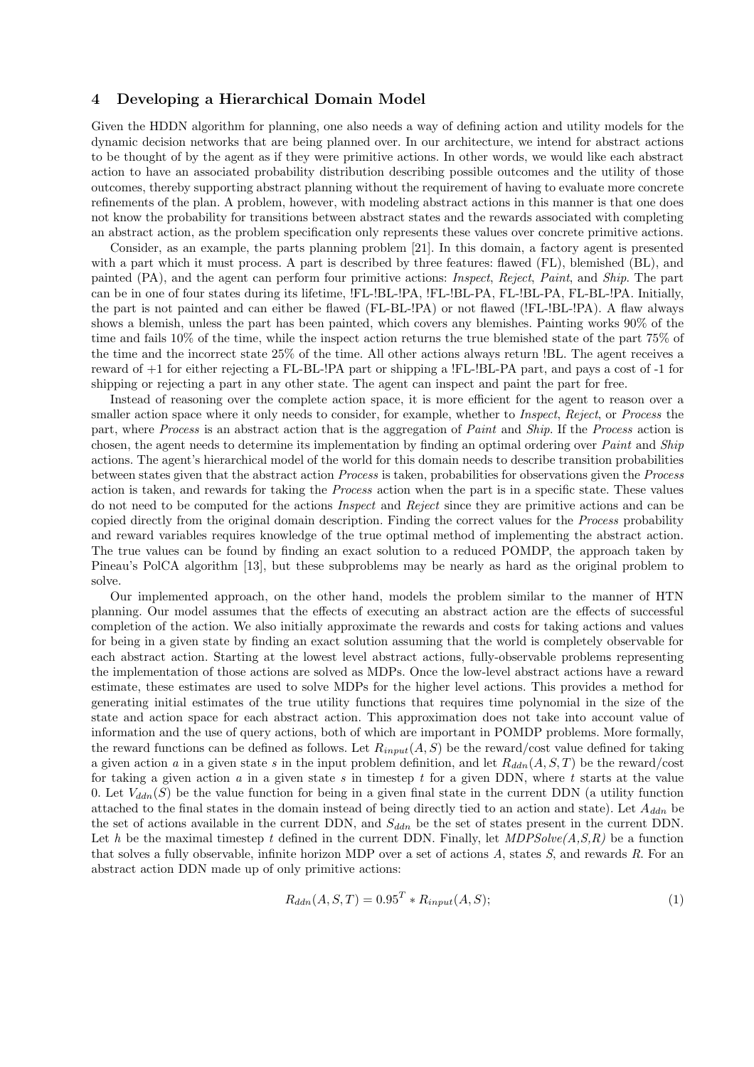## 4 Developing a Hierarchical Domain Model

Given the HDDN algorithm for planning, one also needs a way of defining action and utility models for the dynamic decision networks that are being planned over. In our architecture, we intend for abstract actions to be thought of by the agent as if they were primitive actions. In other words, we would like each abstract action to have an associated probability distribution describing possible outcomes and the utility of those outcomes, thereby supporting abstract planning without the requirement of having to evaluate more concrete refinements of the plan. A problem, however, with modeling abstract actions in this manner is that one does not know the probability for transitions between abstract states and the rewards associated with completing an abstract action, as the problem specification only represents these values over concrete primitive actions.

Consider, as an example, the parts planning problem [21]. In this domain, a factory agent is presented with a part which it must process. A part is described by three features: flawed (FL), blemished (BL), and painted (PA), and the agent can perform four primitive actions: *Inspect*, *Reject*, *Paint*, and *Ship*. The part can be in one of four states during its lifetime, !FL-!BL-!PA, !FL-!BL-PA, FL-!BL-PA, FL-BL-!PA. Initially, the part is not painted and can either be flawed (FL-BL-!PA) or not flawed (!FL-!BL-!PA). A flaw always shows a blemish, unless the part has been painted, which covers any blemishes. Painting works 90% of the time and fails 10% of the time, while the inspect action returns the true blemished state of the part 75% of the time and the incorrect state 25% of the time. All other actions always return !BL. The agent receives a reward of +1 for either rejecting a FL-BL-!PA part or shipping a !FL-!BL-PA part, and pays a cost of -1 for shipping or rejecting a part in any other state. The agent can inspect and paint the part for free.

Instead of reasoning over the complete action space, it is more efficient for the agent to reason over a smaller action space where it only needs to consider, for example, whether to *Inspect*, *Reject*, or *Process* the part, where *Process* is an abstract action that is the aggregation of *Paint* and *Ship*. If the *Process* action is chosen, the agent needs to determine its implementation by finding an optimal ordering over *Paint* and *Ship* actions. The agent's hierarchical model of the world for this domain needs to describe transition probabilities between states given that the abstract action *Process* is taken, probabilities for observations given the *Process* action is taken, and rewards for taking the *Process* action when the part is in a specific state. These values do not need to be computed for the actions *Inspect* and *Reject* since they are primitive actions and can be copied directly from the original domain description. Finding the correct values for the *Process* probability and reward variables requires knowledge of the true optimal method of implementing the abstract action. The true values can be found by finding an exact solution to a reduced POMDP, the approach taken by Pineau's PolCA algorithm [13], but these subproblems may be nearly as hard as the original problem to solve.

Our implemented approach, on the other hand, models the problem similar to the manner of HTN planning. Our model assumes that the effects of executing an abstract action are the effects of successful completion of the action. We also initially approximate the rewards and costs for taking actions and values for being in a given state by finding an exact solution assuming that the world is completely observable for each abstract action. Starting at the lowest level abstract actions, fully-observable problems representing the implementation of those actions are solved as MDPs. Once the low-level abstract actions have a reward estimate, these estimates are used to solve MDPs for the higher level actions. This provides a method for generating initial estimates of the true utility functions that requires time polynomial in the size of the state and action space for each abstract action. This approximation does not take into account value of information and the use of query actions, both of which are important in POMDP problems. More formally, the reward functions can be defined as follows. Let $R_{input}(A, S)$ be the reward/cost value defined for taking a given action $a$ in a given state $s$ in the input problem definition, and let $R_{ddn}(A, S, T)$ be the reward/cost for taking a given action $a$ in a given state $s$ in timestep $t$ for a given DDN, where $t$ starts at the value 0. Let $V_{ddn}(S)$ be the value function for being in a given final state in the current DDN (a utility function attached to the final states in the domain instead of being directly tied to an action and state). Let $A_{ddn}$ be the set of actions available in the current DDN, and $S_{ddn}$ be the set of states present in the current DDN. Let $h$ be the maximal timestep $t$ defined in the current DDN. Finally, let *MDPSolve(A,S,R)* be a function that solves a fully observable, infinite horizon MDP over a set of actions $A$, states $S$, and rewards $R$. For an abstract action DDN made up of only primitive actions:

$$R_{ddn}(A, S, T) = 0.95^T * R_{input}(A, S); \tag{1}$$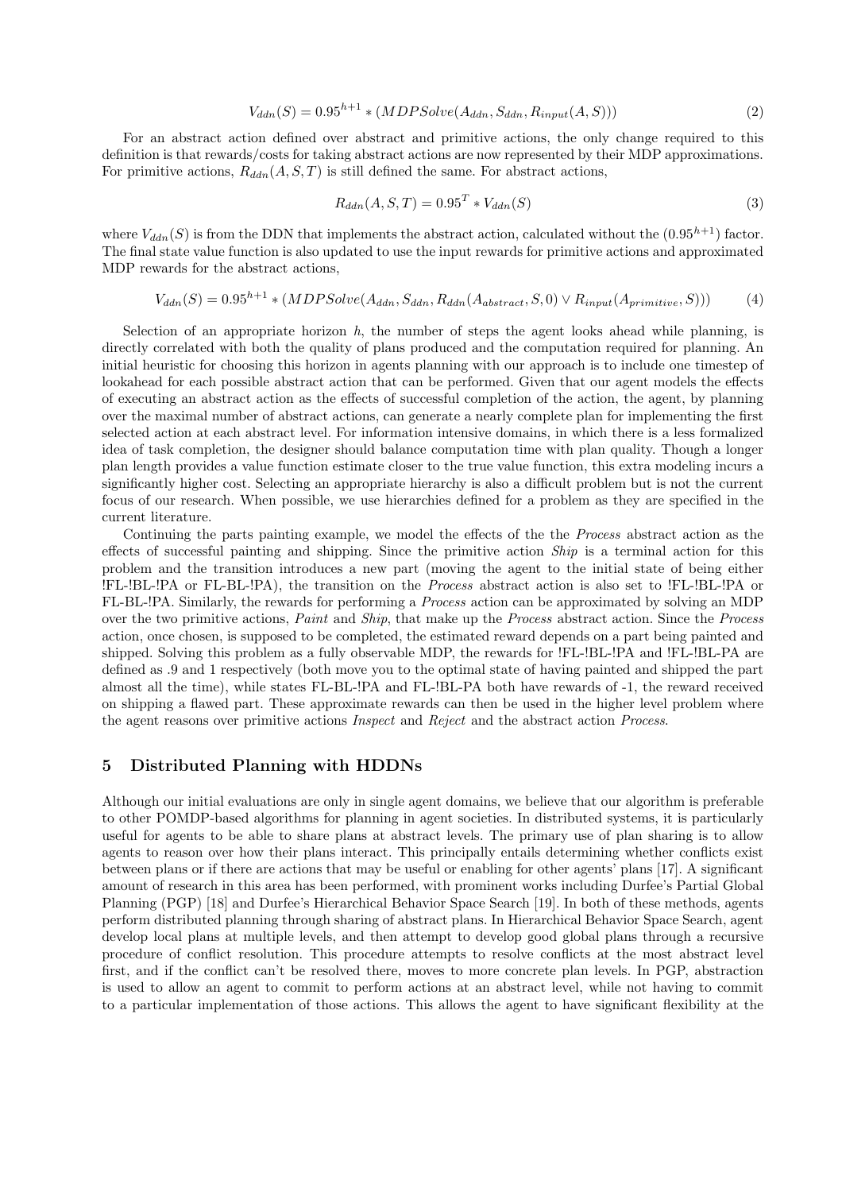$$V_{ddn}(S) = 0.95^{h+1} * (MDPSolve(A_{ddn}, S_{ddn}, R_{input}(A, S))) \tag{2}$$

For an abstract action defined over abstract and primitive actions, the only change required to this definition is that rewards/costs for taking abstract actions are now represented by their MDP approximations. For primitive actions, $R_{ddn}(A, S, T)$ is still defined the same. For abstract actions,

$$R_{ddn}(A, S, T) = 0.95^{T} * V_{ddn}(S) \tag{3}$$

where $V_{ddn}(S)$ is from the DDN that implements the abstract action, calculated without the $(0.95^{h+1})$ factor. The final state value function is also updated to use the input rewards for primitive actions and approximated MDP rewards for the abstract actions,

$$V_{ddn}(S) = 0.95^{h+1} * (MDPSolve(A_{ddn}, S_{ddn}, R_{ddn}(A_{abstract}, S, 0) \vee R_{input}(A_{primitive}, S))) \tag{4}$$

Selection of an appropriate horizon $h$, the number of steps the agent looks ahead while planning, is directly correlated with both the quality of plans produced and the computation required for planning. An initial heuristic for choosing this horizon in agents planning with our approach is to include one timestep of lookahead for each possible abstract action that can be performed. Given that our agent models the effects of executing an abstract action as the effects of successful completion of the action, the agent, by planning over the maximal number of abstract actions, can generate a nearly complete plan for implementing the first selected action at each abstract level. For information intensive domains, in which there is a less formalized idea of task completion, the designer should balance computation time with plan quality. Though a longer plan length provides a value function estimate closer to the true value function, this extra modeling incurs a significantly higher cost. Selecting an appropriate hierarchy is also a difficult problem but is not the current focus of our research. When possible, we use hierarchies defined for a problem as they are specified in the current literature.

Continuing the parts painting example, we model the effects of the the *Process* abstract action as the effects of successful painting and shipping. Since the primitive action *Ship* is a terminal action for this problem and the transition introduces a new part (moving the agent to the initial state of being either !FL-!BL-!PA or FL-BL-!PA), the transition on the *Process* abstract action is also set to !FL-!BL-!PA or FL-BL-!PA. Similarly, the rewards for performing a *Process* action can be approximated by solving an MDP over the two primitive actions, *Paint* and *Ship*, that make up the *Process* abstract action. Since the *Process* action, once chosen, is supposed to be completed, the estimated reward depends on a part being painted and shipped. Solving this problem as a fully observable MDP, the rewards for !FL-!BL-!PA and !FL-!BL-PA are defined as .9 and 1 respectively (both move you to the optimal state of having painted and shipped the part almost all the time), while states FL-BL-!PA and FL-!BL-PA both have rewards of -1, the reward received on shipping a flawed part. These approximate rewards can then be used in the higher level problem where the agent reasons over primitive actions *Inspect* and *Reject* and the abstract action *Process*.

## 5 Distributed Planning with HDDNs

Although our initial evaluations are only in single agent domains, we believe that our algorithm is preferable to other POMDP-based algorithms for planning in agent societies. In distributed systems, it is particularly useful for agents to be able to share plans at abstract levels. The primary use of plan sharing is to allow agents to reason over how their plans interact. This principally entails determining whether conflicts exist between plans or if there are actions that may be useful or enabling for other agents' plans [17]. A significant amount of research in this area has been performed, with prominent works including Durfee's Partial Global Planning (PGP) [18] and Durfee's Hierarchical Behavior Space Search [19]. In both of these methods, agents perform distributed planning through sharing of abstract plans. In Hierarchical Behavior Space Search, agent develop local plans at multiple levels, and then attempt to develop good global plans through a recursive procedure of conflict resolution. This procedure attempts to resolve conflicts at the most abstract level first, and if the conflict can't be resolved there, moves to more concrete plan levels. In PGP, abstraction is used to allow an agent to commit to perform actions at an abstract level, while not having to commit to a particular implementation of those actions. This allows the agent to have significant flexibility at the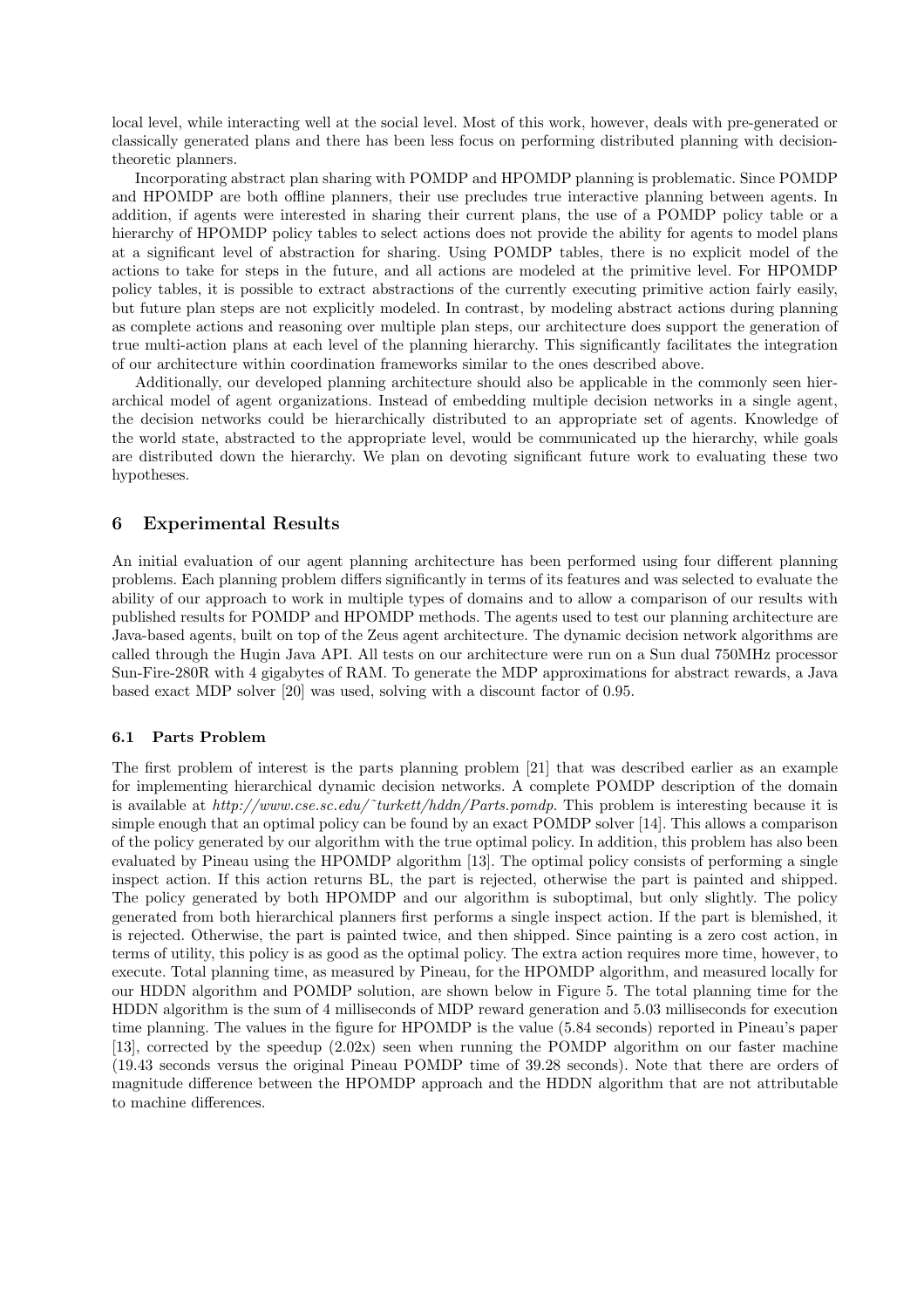local level, while interacting well at the social level. Most of this work, however, deals with pre-generated or classically generated plans and there has been less focus on performing distributed planning with decision-theoretic planners.

Incorporating abstract plan sharing with POMDP and HPOMDP planning is problematic. Since POMDP and HPOMDP are both offline planners, their use precludes true interactive planning between agents. In addition, if agents were interested in sharing their current plans, the use of a POMDP policy table or a hierarchy of HPOMDP policy tables to select actions does not provide the ability for agents to model plans at a significant level of abstraction for sharing. Using POMDP tables, there is no explicit model of the actions to take for steps in the future, and all actions are modeled at the primitive level. For HPOMDP policy tables, it is possible to extract abstractions of the currently executing primitive action fairly easily, but future plan steps are not explicitly modeled. In contrast, by modeling abstract actions during planning as complete actions and reasoning over multiple plan steps, our architecture does support the generation of true multi-action plans at each level of the planning hierarchy. This significantly facilitates the integration of our architecture within coordination frameworks similar to the ones described above.

Additionally, our developed planning architecture should also be applicable in the commonly seen hierarchical model of agent organizations. Instead of embedding multiple decision networks in a single agent, the decision networks could be hierarchically distributed to an appropriate set of agents. Knowledge of the world state, abstracted to the appropriate level, would be communicated up the hierarchy, while goals are distributed down the hierarchy. We plan on devoting significant future work to evaluating these two hypotheses.

## 6 Experimental Results

An initial evaluation of our agent planning architecture has been performed using four different planning problems. Each planning problem differs significantly in terms of its features and was selected to evaluate the ability of our approach to work in multiple types of domains and to allow a comparison of our results with published results for POMDP and HPOMDP methods. The agents used to test our planning architecture are Java-based agents, built on top of the Zeus agent architecture. The dynamic decision network algorithms are called through the Hugin Java API. All tests on our architecture were run on a Sun dual 750MHz processor Sun-Fire-280R with 4 gigabytes of RAM. To generate the MDP approximations for abstract rewards, a Java based exact MDP solver [20] was used, solving with a discount factor of 0.95.

### 6.1 Parts Problem

The first problem of interest is the parts planning problem [21] that was described earlier as an example for implementing hierarchical dynamic decision networks. A complete POMDP description of the domain is available at *http://www.cse.sc.edu/~turkett/hddn/Parts.pomdp*. This problem is interesting because it is simple enough that an optimal policy can be found by an exact POMDP solver [14]. This allows a comparison of the policy generated by our algorithm with the true optimal policy. In addition, this problem has also been evaluated by Pineau using the HPOMDP algorithm [13]. The optimal policy consists of performing a single inspect action. If this action returns BL, the part is rejected, otherwise the part is painted and shipped. The policy generated by both HPOMDP and our algorithm is suboptimal, but only slightly. The policy generated from both hierarchical planners first performs a single inspect action. If the part is blemished, it is rejected. Otherwise, the part is painted twice, and then shipped. Since painting is a zero cost action, in terms of utility, this policy is as good as the optimal policy. The extra action requires more time, however, to execute. Total planning time, as measured by Pineau, for the HPOMDP algorithm, and measured locally for our HDDN algorithm and POMDP solution, are shown below in Figure 5. The total planning time for the HDDN algorithm is the sum of 4 milliseconds of MDP reward generation and 5.03 milliseconds for execution time planning. The values in the figure for HPOMDP is the value (5.84 seconds) reported in Pineau's paper [13], corrected by the speedup (2.02x) seen when running the POMDP algorithm on our faster machine (19.43 seconds versus the original Pineau POMDP time of 39.28 seconds). Note that there are orders of magnitude difference between the HPOMDP approach and the HDDN algorithm that are not attributable to machine differences.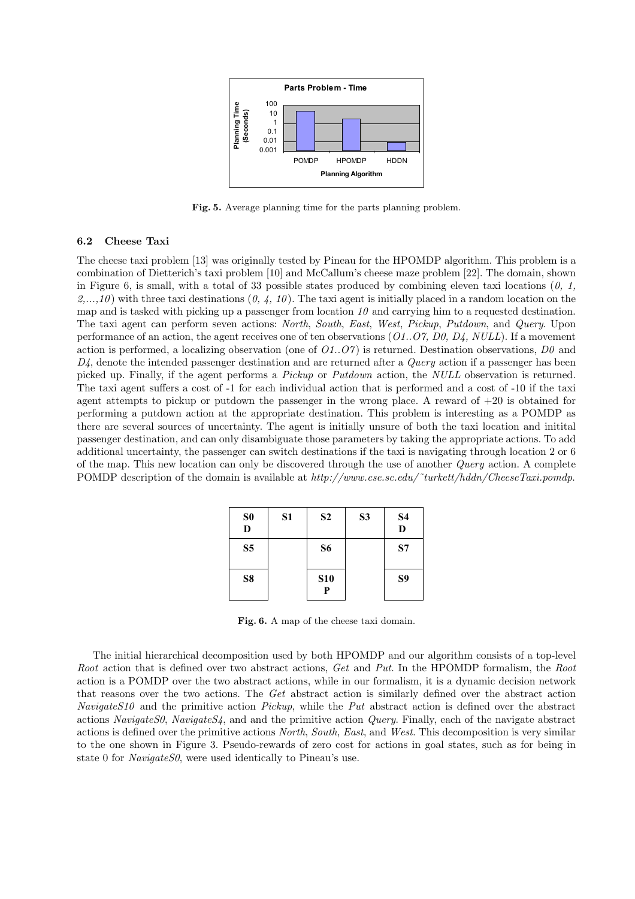**Fig. 5.** Average planning time for the parts planning problem.

### 6.2 Cheese Taxi

The cheese taxi problem [13] was originally tested by Pineau for the HPOMDP algorithm. This problem is a combination of Dietterich's taxi problem [10] and McCallum's cheese maze problem [22]. The domain, shown in Figure 6, is small, with a total of 33 possible states produced by combining eleven taxi locations (*0, 1, 2,...,10*) with three taxi destinations (*0, 4, 10*). The taxi agent is initially placed in a random location on the map and is tasked with picking up a passenger from location *10* and carrying him to a requested destination. The taxi agent can perform seven actions: *North*, *South*, *East*, *West*, *Pickup*, *Putdown*, and *Query*. Upon performance of an action, the agent receives one of ten observations (*O1..O7, D0, D4, NULL*). If a movement action is performed, a localizing observation (one of *O1..O7*) is returned. Destination observations, *D0* and *D4*, denote the intended passenger destination and are returned after a *Query* action if a passenger has been picked up. Finally, if the agent performs a *Pickup* or *Putdown* action, the *NULL* observation is returned. The taxi agent suffers a cost of -1 for each individual action that is performed and a cost of -10 if the taxi agent attempts to pickup or putdown the passenger in the wrong place. A reward of +20 is obtained for performing a putdown action at the appropriate destination. This problem is interesting as a POMDP as there are several sources of uncertainty. The agent is initially unsure of both the taxi location and initital passenger destination, and can only disambiguate those parameters by taking the appropriate actions. To add additional uncertainty, the passenger can switch destinations if the taxi is navigating through location 2 or 6 of the map. This new location can only be discovered through the use of another *Query* action. A complete POMDP description of the domain is available at *http://www.cse.sc.edu/˜turkett/hddn/CheeseTaxi.pomdp*.

| S0 D | S1 | S2 | S3 | S4 D |
|---|---|---|---|---|
| S5 | | S6 | | S7 |
| S8 | | S10 P | | S9 |

**Fig. 6.** A map of the cheese taxi domain.

The initial hierarchical decomposition used by both HPOMDP and our algorithm consists of a top-level *Root* action that is defined over two abstract actions, *Get* and *Put*. In the HPOMDP formalism, the *Root* action is a POMDP over the two abstract actions, while in our formalism, it is a dynamic decision network that reasons over the two actions. The *Get* abstract action is similarly defined over the abstract action *NavigateS10* and the primitive action *Pickup*, while the *Put* abstract action is defined over the abstract actions *NavigateS0*, *NavigateS4*, and and the primitive action *Query*. Finally, each of the navigate abstract actions is defined over the primitive actions *North*, *South*, *East*, and *West*. This decomposition is very similar to the one shown in Figure 3. Pseudo-rewards of zero cost for actions in goal states, such as for being in state 0 for *NavigateS0*, were used identically to Pineau's use.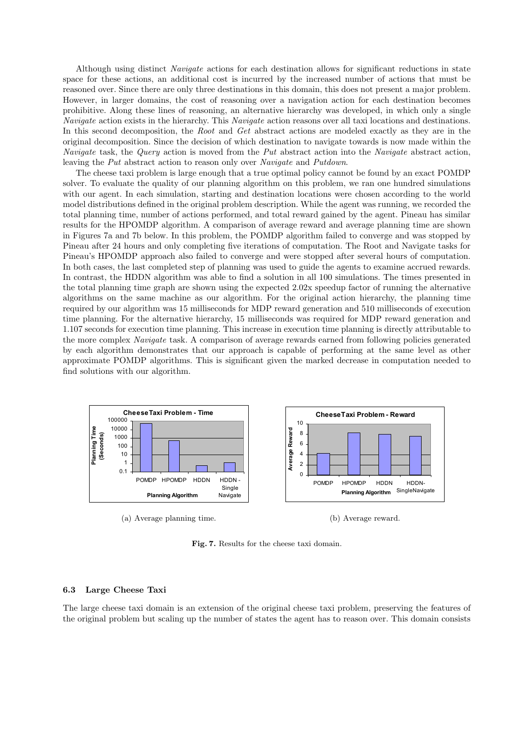Although using distinct *Navigate* actions for each destination allows for significant reductions in state space for these actions, an additional cost is incurred by the increased number of actions that must be reasoned over. Since there are only three destinations in this domain, this does not present a major problem. However, in larger domains, the cost of reasoning over a navigation action for each destination becomes prohibitive. Along these lines of reasoning, an alternative hierarchy was developed, in which only a single *Navigate* action exists in the hierarchy. This *Navigate* action reasons over all taxi locations and destinations. In this second decomposition, the *Root* and *Get* abstract actions are modeled exactly as they are in the original decomposition. Since the decision of which destination to navigate towards is now made within the *Navigate* task, the *Query* action is moved from the *Put* abstract action into the *Navigate* abstract action, leaving the *Put* abstract action to reason only over *Navigate* and *Putdown*.

The cheese taxi problem is large enough that a true optimal policy cannot be found by an exact POMDP solver. To evaluate the quality of our planning algorithm on this problem, we ran one hundred simulations with our agent. In each simulation, starting and destination locations were chosen according to the world model distributions defined in the original problem description. While the agent was running, we recorded the total planning time, number of actions performed, and total reward gained by the agent. Pineau has similar results for the HPOMDP algorithm. A comparison of average reward and average planning time are shown in Figures 7a and 7b below. In this problem, the POMDP algorithm failed to converge and was stopped by Pineau after 24 hours and only completing five iterations of computation. The Root and Navigate tasks for Pineau's HPOMDP approach also failed to converge and were stopped after several hours of computation. In both cases, the last completed step of planning was used to guide the agents to examine accrued rewards. In contrast, the HDDN algorithm was able to find a solution in all 100 simulations. The times presented in the total planning time graph are shown using the expected 2.02x speedup factor of running the alternative algorithms on the same machine as our algorithm. For the original action hierarchy, the planning time required by our algorithm was 15 milliseconds for MDP reward generation and 510 milliseconds of execution time planning. For the alternative hierarchy, 15 milliseconds was required for MDP reward generation and 1.107 seconds for execution time planning. This increase in execution time planning is directly attributable to the more complex *Navigate* task. A comparison of average rewards earned from following policies generated by each algorithm demonstrates that our approach is capable of performing at the same level as other approximate POMDP algorithms. This is significant given the marked decrease in computation needed to find solutions with our algorithm.

(a) Average planning time.

(b) Average reward.

**Fig. 7.** Results for the cheese taxi domain.

### 6.3 Large Cheese Taxi

The large cheese taxi domain is an extension of the original cheese taxi problem, preserving the features of the original problem but scaling up the number of states the agent has to reason over. This domain consists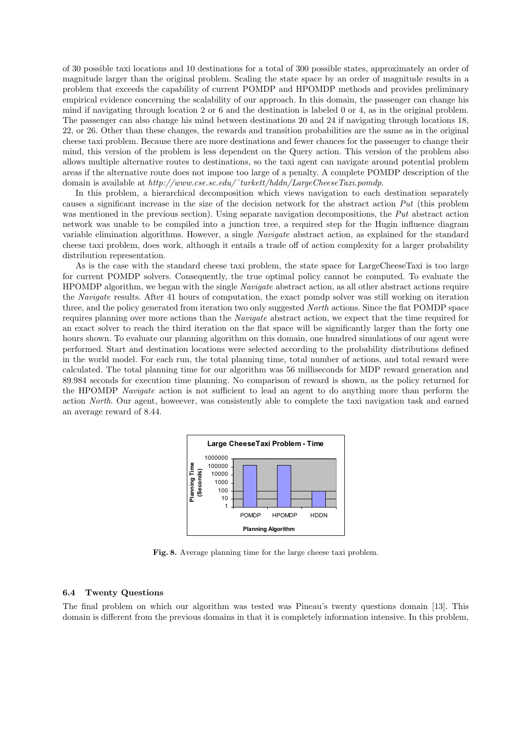of 30 possible taxi locations and 10 destinations for a total of 300 possible states, approximately an order of magnitude larger than the original problem. Scaling the state space by an order of magnitude results in a problem that exceeds the capability of current POMDP and HPOMDP methods and provides preliminary empirical evidence concerning the scalability of our approach. In this domain, the passenger can change his mind if navigating through location 2 or 6 and the destination is labeled 0 or 4, as in the original problem. The passenger can also change his mind between destinations 20 and 24 if navigating through locations 18, 22, or 26. Other than these changes, the rewards and transition probabilities are the same as in the original cheese taxi problem. Because there are more destinations and fewer chances for the passenger to change their mind, this version of the problem is less dependent on the Query action. This version of the problem also allows multiple alternative routes to destinations, so the taxi agent can navigate around potential problem areas if the alternative route does not impose too large of a penalty. A complete POMDP description of the domain is available at *http://www.cse.sc.edu/˜turkett/hddn/LargeCheeseTaxi.pomdp*.

In this problem, a hierarchical decomposition which views navigation to each destination separately causes a significant increase in the size of the decision network for the abstract action *Put* (this problem was mentioned in the previous section). Using separate navigation decompositions, the *Put* abstract action network was unable to be compiled into a junction tree, a required step for the Hugin influence diagram variable elimination algorithms. However, a single *Navigate* abstract action, as explained for the standard cheese taxi problem, does work, although it entails a trade off of action complexity for a larger probability distribution representation.

As is the case with the standard cheese taxi problem, the state space for LargeCheeseTaxi is too large for current POMDP solvers. Consequently, the true optimal policy cannot be computed. To evaluate the HPOMDP algorithm, we began with the single *Navigate* abstract action, as all other abstract actions require the *Navigate* results. After 41 hours of computation, the exact pomdp solver was still working on iteration three, and the policy generated from iteration two only suggested *North* actions. Since the flat POMDP space requires planning over more actions than the *Navigate* abstract action, we expect that the time required for an exact solver to reach the third iteration on the flat space will be significantly larger than the forty one hours shown. To evaluate our planning algorithm on this domain, one hundred simulations of our agent were performed. Start and destination locations were selected according to the probability distributions defined in the world model. For each run, the total planning time, total number of actions, and total reward were calculated. The total planning time for our algorithm was 56 milliseconds for MDP reward generation and 89.984 seconds for execution time planning. No comparison of reward is shown, as the policy returned for the HPOMDP *Navigate* action is not sufficient to lead an agent to do anything more than perform the action *North*. Our agent, howeever, was consistently able to complete the taxi navigation task and earned an average reward of 8.44.

**Fig. 8.** Average planning time for the large cheese taxi problem.

### 6.4 Twenty Questions

The final problem on which our algorithm was tested was Pineau's twenty questions domain [13]. This domain is different from the previous domains in that it is completely information intensive. In this problem,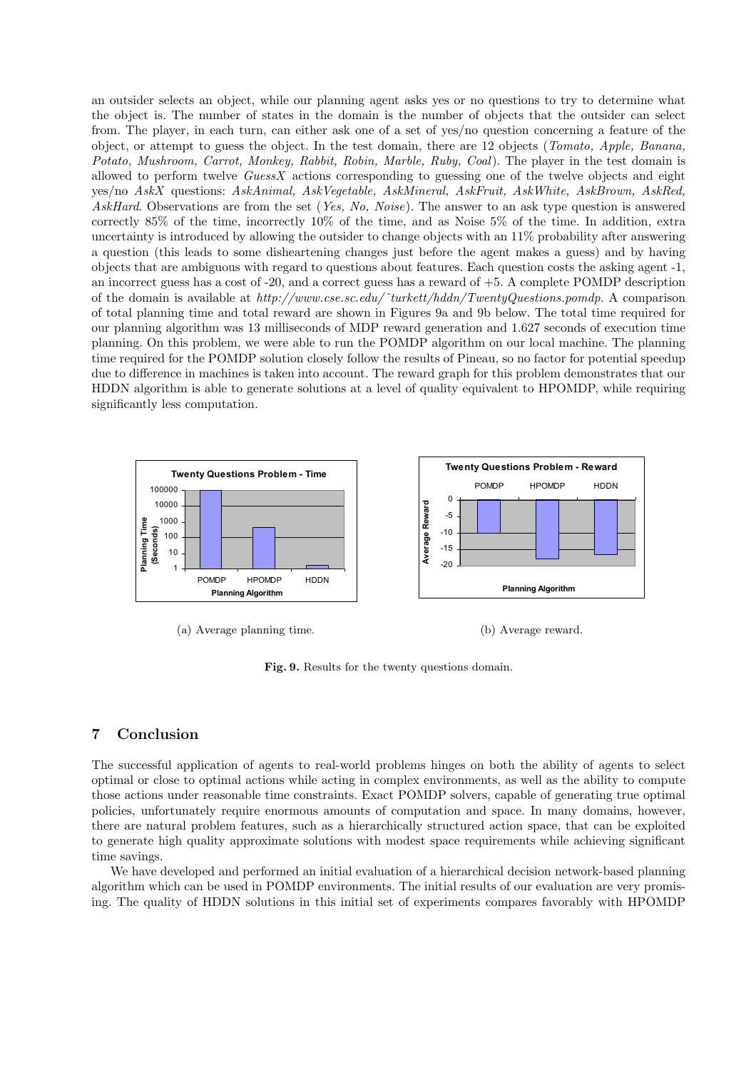an outsider selects an object, while our planning agent asks yes or no questions to try to determine what the object is. The number of states in the domain is the number of objects that the outsider can select from. The player, in each turn, can either ask one of a set of yes/no question concerning a feature of the object, or attempt to guess the object. In the test domain, there are 12 objects (*Tomato, Apple, Banana, Potato, Mushroom, Carrot, Monkey, Rabbit, Robin, Marble, Ruby, Coal*). The player in the test domain is allowed to perform twelve *GuessX* actions corresponding to guessing one of the twelve objects and eight yes/no *AskX* questions: *AskAnimal, AskVegetable, AskMineral, AskFruit, AskWhite, AskBrown, AskRed, AskHard*. Observations are from the set (*Yes, No, Noise*). The answer to an ask type question is answered correctly 85% of the time, incorrectly 10% of the time, and as Noise 5% of the time. In addition, extra uncertainty is introduced by allowing the outsider to change objects with an 11% probability after answering a question (this leads to some disheartening changes just before the agent makes a guess) and by having objects that are ambiguous with regard to questions about features. Each question costs the asking agent -1, an incorrect guess has a cost of -20, and a correct guess has a reward of +5. A complete POMDP description of the domain is available at *http://www.cse.sc.edu/˜turkett/hddn/TwentyQuestions.pomdp*. A comparison of total planning time and total reward are shown in Figures 9a and 9b below. The total time required for our planning algorithm was 13 milliseconds of MDP reward generation and 1.627 seconds of execution time planning. On this problem, we were able to run the POMDP algorithm on our local machine. The planning time required for the POMDP solution closely follow the results of Pineau, so no factor for potential speedup due to difference in machines is taken into account. The reward graph for this problem demonstrates that our HDDN algorithm is able to generate solutions at a level of quality equivalent to HPOMDP, while requiring significantly less computation.

(a) Average planning time.

(b) Average reward.

**Fig. 9.** Results for the twenty questions domain.

## 7 Conclusion

The successful application of agents to real-world problems hinges on both the ability of agents to select optimal or close to optimal actions while acting in complex environments, as well as the ability to compute those actions under reasonable time constraints. Exact POMDP solvers, capable of generating true optimal policies, unfortunately require enormous amounts of computation and space. In many domains, however, there are natural problem features, such as a hierarchically structured action space, that can be exploited to generate high quality approximate solutions with modest space requirements while achieving significant time savings.

We have developed and performed an initial evaluation of a hierarchical decision network-based planning algorithm which can be used in POMDP environments. The initial results of our evaluation are very promising. The quality of HDDN solutions in this initial set of experiments compares favorably with HPOMDP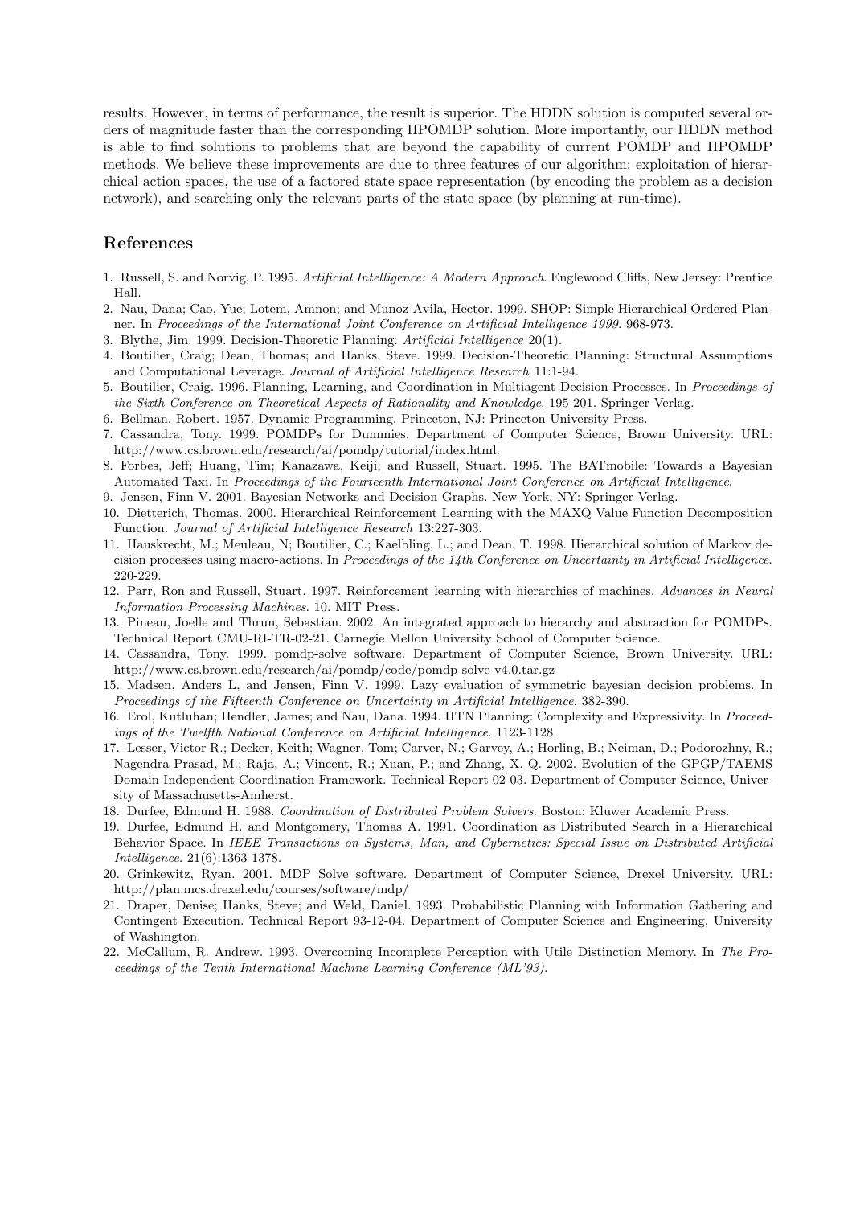results. However, in terms of performance, the result is superior. The HDDN solution is computed several orders of magnitude faster than the corresponding HPOMDP solution. More importantly, our HDDN method is able to find solutions to problems that are beyond the capability of current POMDP and HPOMDP methods. We believe these improvements are due to three features of our algorithm: exploitation of hierarchical action spaces, the use of a factored state space representation (by encoding the problem as a decision network), and searching only the relevant parts of the state space (by planning at run-time).

## References

1. Russell, S. and Norvig, P. 1995. *Artificial Intelligence: A Modern Approach*. Englewood Cliffs, New Jersey: Prentice Hall.
2. Nau, Dana; Cao, Yue; Lotem, Amnon; and Munoz-Avila, Hector. 1999. SHOP: Simple Hierarchical Ordered Planner. In *Proceedings of the International Joint Conference on Artificial Intelligence 1999*. 968-973.
3. Blythe, Jim. 1999. Decision-Theoretic Planning. *Artificial Intelligence* 20(1).
4. Boutilier, Craig; Dean, Thomas; and Hanks, Steve. 1999. Decision-Theoretic Planning: Structural Assumptions and Computational Leverage. *Journal of Artificial Intelligence Research* 11:1-94.
5. Boutilier, Craig. 1996. Planning, Learning, and Coordination in Multiagent Decision Processes. In *Proceedings of the Sixth Conference on Theoretical Aspects of Rationality and Knowledge*. 195-201. Springer-Verlag.
6. Bellman, Robert. 1957. Dynamic Programming. Princeton, NJ: Princeton University Press.
7. Cassandra, Tony. 1999. POMDPs for Dummies. Department of Computer Science, Brown University. URL: http://www.cs.brown.edu/research/ai/pomdp/tutorial/index.html.
8. Forbes, Jeff; Huang, Tim; Kanazawa, Keiji; and Russell, Stuart. 1995. The BATmobile: Towards a Bayesian Automated Taxi. In *Proceedings of the Fourteenth International Joint Conference on Artificial Intelligence*.
9. Jensen, Finn V. 2001. Bayesian Networks and Decision Graphs. New York, NY: Springer-Verlag.
10. Dietterich, Thomas. 2000. Hierarchical Reinforcement Learning with the MAXQ Value Function Decomposition Function. *Journal of Artificial Intelligence Research* 13:227-303.
11. Hauskrecht, M.; Meuleau, N; Boutilier, C.; Kaelbling, L.; and Dean, T. 1998. Hierarchical solution of Markov decision processes using macro-actions. In *Proceedings of the 14th Conference on Uncertainty in Artificial Intelligence*. 220-229.
12. Parr, Ron and Russell, Stuart. 1997. Reinforcement learning with hierarchies of machines. *Advances in Neural Information Processing Machines*. 10. MIT Press.
13. Pineau, Joelle and Thrun, Sebastian. 2002. An integrated approach to hierarchy and abstraction for POMDPs. Technical Report CMU-RI-TR-02-21. Carnegie Mellon University School of Computer Science.
14. Cassandra, Tony. 1999. pomdp-solve software. Department of Computer Science, Brown University. URL: http://www.cs.brown.edu/research/ai/pomdp/code/pomdp-solve-v4.0.tar.gz
15. Madsen, Anders L, and Jensen, Finn V. 1999. Lazy evaluation of symmetric bayesian decision problems. In *Proceedings of the Fifteenth Conference on Uncertainty in Artificial Intelligence*. 382-390.
16. Erol, Kutluhan; Hendler, James; and Nau, Dana. 1994. HTN Planning: Complexity and Expressivity. In *Proceedings of the Twelfth National Conference on Artificial Intelligence*. 1123-1128.
17. Lesser, Victor R.; Decker, Keith; Wagner, Tom; Carver, N.; Garvey, A.; Horling, B.; Neiman, D.; Podorozhny, R.; Nagendra Prasad, M.; Raja, A.; Vincent, R.; Xuan, P.; and Zhang, X. Q. 2002. Evolution of the GPGP/TAEMS Domain-Independent Coordination Framework. Technical Report 02-03. Department of Computer Science, University of Massachusetts-Amherst.
18. Durfee, Edmund H. 1988. *Coordination of Distributed Problem Solvers*. Boston: Kluwer Academic Press.
19. Durfee, Edmund H. and Montgomery, Thomas A. 1991. Coordination as Distributed Search in a Hierarchical Behavior Space. In *IEEE Transactions on Systems, Man, and Cybernetics: Special Issue on Distributed Artificial Intelligence*. 21(6):1363-1378.
20. Grinkewitz, Ryan. 2001. MDP Solve software. Department of Computer Science, Drexel University. URL: http://plan.mcs.drexel.edu/courses/software/mdp/
21. Draper, Denise; Hanks, Steve; and Weld, Daniel. 1993. Probabilistic Planning with Information Gathering and Contingent Execution. Technical Report 93-12-04. Department of Computer Science and Engineering, University of Washington.
22. McCallum, R. Andrew. 1993. Overcoming Incomplete Perception with Utile Distinction Memory. In *The Proceedings of the Tenth International Machine Learning Conference (ML'93)*.